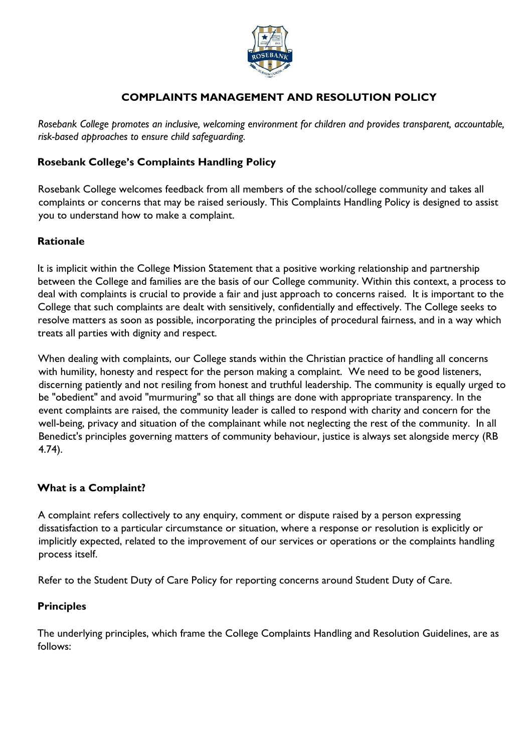# COMPLAINTS MANAGEMENT AND RESOLUTION POLICY

*Rosebank College promotes an inclusive, welcoming environment for children and provides transparent, accountable, risk-based approaches to ensure child safeguarding.*

## Rosebank College's Complaints Handling Policy

Rosebank College welcomes feedback from all members of the school/college community and takes all complaints or concerns that may be raised seriously. This Complaints Handling Policy is designed to assist you to understand how to make a complaint.

## Rationale

It is implicit within the College Mission Statement that a positive working relationship and partnership between the College and families are the basis of our College community. Within this context, a process to deal with complaints is crucial to provide a fair and just approach to concerns raised. It is important to the College that such complaints are dealt with sensitively, confidentially and effectively. The College seeks to resolve matters as soon as possible, incorporating the principles of procedural fairness, and in a way which treats all parties with dignity and respect.

When dealing with complaints, our College stands within the Christian practice of handling all concerns with humility, honesty and respect for the person making a complaint. We need to be good listeners, discerning patiently and not resiling from honest and truthful leadership. The community is equally urged to be "obedient" and avoid "murmuring" so that all things are done with appropriate transparency. In the event complaints are raised, the community leader is called to respond with charity and concern for the well-being, privacy and situation of the complainant while not neglecting the rest of the community. In all Benedict's principles governing matters of community behaviour, justice is always set alongside mercy (RB 4.74).

## What is a Complaint?

A complaint refers collectively to any enquiry, comment or dispute raised by a person expressing dissatisfaction to a particular circumstance or situation, where a response or resolution is explicitly or implicitly expected, related to the improvement of our services or operations or the complaints handling process itself.

Refer to the Student Duty of Care Policy for reporting concerns around Student Duty of Care.

## Principles

The underlying principles, which frame the College Complaints Handling and Resolution Guidelines, are as follows: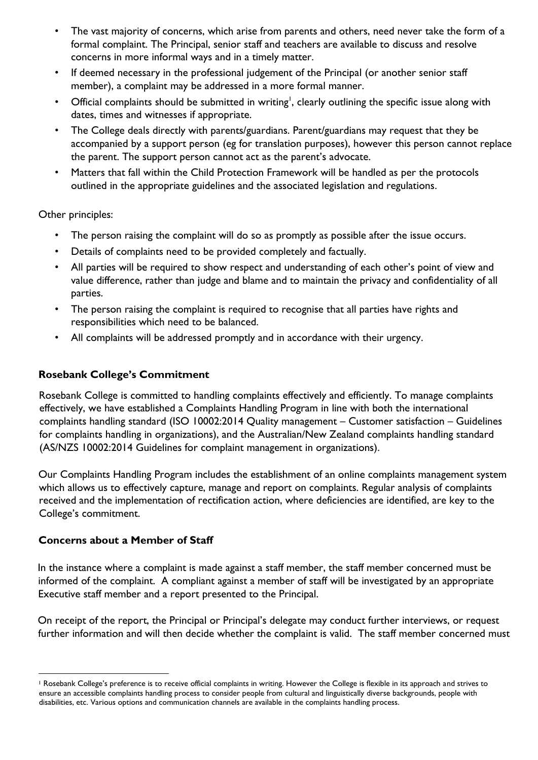- The vast majority of concerns, which arise from parents and others, need never take the form of a formal complaint. The Principal, senior staff and teachers are available to discuss and resolve concerns in more informal ways and in a timely matter.
- If deemed necessary in the professional judgement of the Principal (or another senior staff member), a complaint may be addressed in a more formal manner.
- Official complaints should be submitted in writing[1], clearly outlining the specific issue along with dates, times and witnesses if appropriate.
- The College deals directly with parents/guardians. Parent/guardians may request that they be accompanied by a support person (eg for translation purposes), however this person cannot replace the parent. The support person cannot act as the parent's advocate.
- Matters that fall within the Child Protection Framework will be handled as per the protocols outlined in the appropriate guidelines and the associated legislation and regulations.

Other principles:

- The person raising the complaint will do so as promptly as possible after the issue occurs.
- Details of complaints need to be provided completely and factually.
- All parties will be required to show respect and understanding of each other's point of view and value difference, rather than judge and blame and to maintain the privacy and confidentiality of all parties.
- The person raising the complaint is required to recognise that all parties have rights and responsibilities which need to be balanced.
- All complaints will be addressed promptly and in accordance with their urgency.

**Rosebank College's Commitment**

Rosebank College is committed to handling complaints effectively and efficiently. To manage complaints effectively, we have established a Complaints Handling Program in line with both the international complaints handling standard (ISO 10002:2014 Quality management – Customer satisfaction – Guidelines for complaints handling in organizations), and the Australian/New Zealand complaints handling standard (AS/NZS 10002:2014 Guidelines for complaint management in organizations).

Our Complaints Handling Program includes the establishment of an online complaints management system which allows us to effectively capture, manage and report on complaints. Regular analysis of complaints received and the implementation of rectification action, where deficiencies are identified, are key to the College's commitment.

**Concerns about a Member of Staff**

In the instance where a complaint is made against a staff member, the staff member concerned must be informed of the complaint. A compliant against a member of staff will be investigated by an appropriate Executive staff member and a report presented to the Principal.

On receipt of the report, the Principal or Principal's delegate may conduct further interviews, or request further information and will then decide whether the complaint is valid. The staff member concerned must

[1] Rosebank College's preference is to receive official complaints in writing. However the College is flexible in its approach and strives to ensure an accessible complaints handling process to consider people from cultural and linguistically diverse backgrounds, people with disabilities, etc. Various options and communication channels are available in the complaints handling process.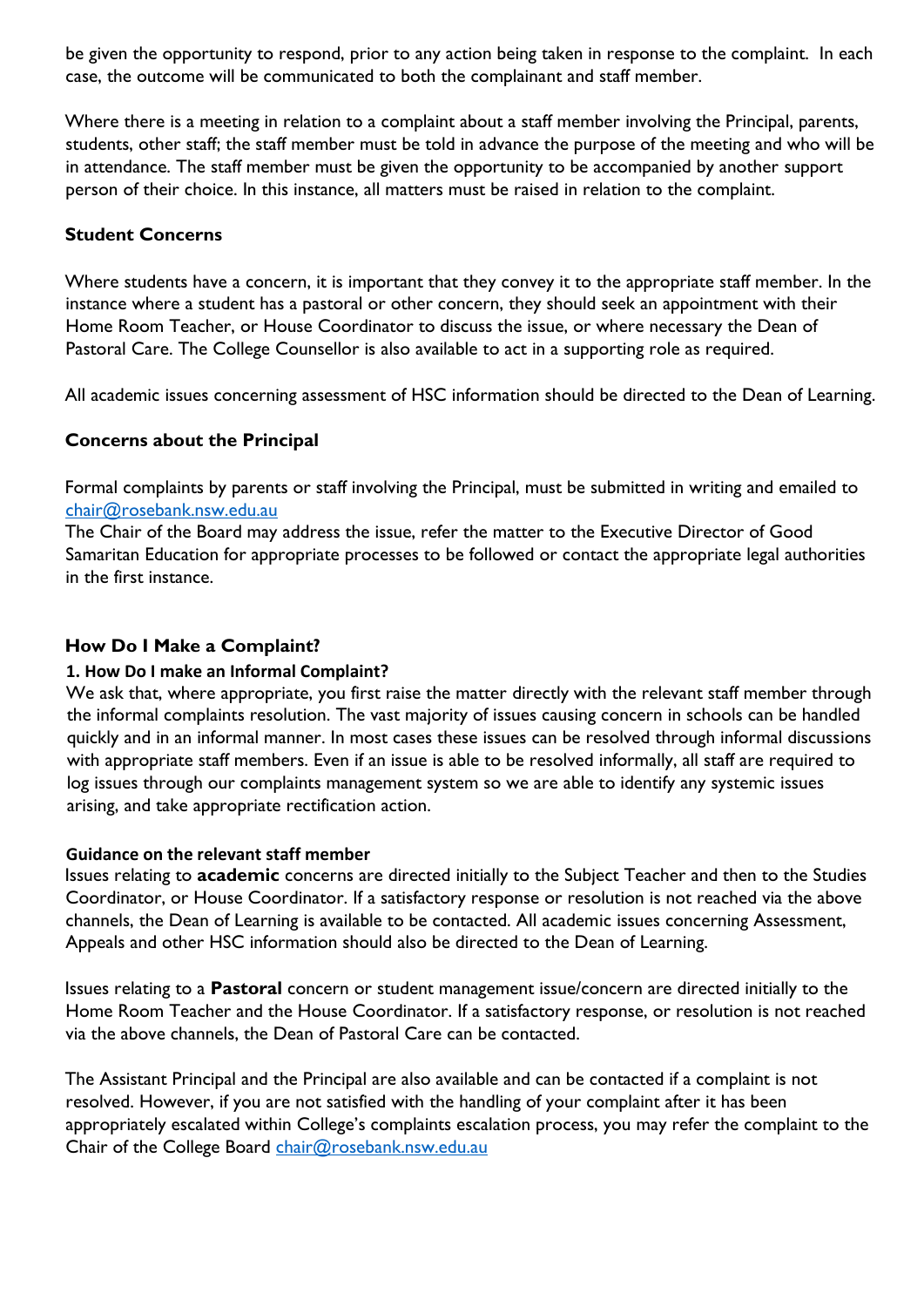be given the opportunity to respond, prior to any action being taken in response to the complaint. In each case, the outcome will be communicated to both the complainant and staff member.

Where there is a meeting in relation to a complaint about a staff member involving the Principal, parents, students, other staff; the staff member must be told in advance the purpose of the meeting and who will be in attendance. The staff member must be given the opportunity to be accompanied by another support person of their choice. In this instance, all matters must be raised in relation to the complaint.

### Student Concerns

Where students have a concern, it is important that they convey it to the appropriate staff member. In the instance where a student has a pastoral or other concern, they should seek an appointment with their Home Room Teacher, or House Coordinator to discuss the issue, or where necessary the Dean of Pastoral Care. The College Counsellor is also available to act in a supporting role as required.

All academic issues concerning assessment of HSC information should be directed to the Dean of Learning.

### Concerns about the Principal

Formal complaints by parents or staff involving the Principal, must be submitted in writing and emailed to [chair@rosebank.nsw.edu.au](mailto:chair@rosebank.nsw.edu.au)
The Chair of the Board may address the issue, refer the matter to the Executive Director of Good Samaritan Education for appropriate processes to be followed or contact the appropriate legal authorities in the first instance.

### How Do I Make a Complaint?

#### 1. How Do I make an Informal Complaint?

We ask that, where appropriate, you first raise the matter directly with the relevant staff member through the informal complaints resolution. The vast majority of issues causing concern in schools can be handled quickly and in an informal manner. In most cases these issues can be resolved through informal discussions with appropriate staff members. Even if an issue is able to be resolved informally, all staff are required to log issues through our complaints management system so we are able to identify any systemic issues arising, and take appropriate rectification action.

#### Guidance on the relevant staff member

Issues relating to **academic** concerns are directed initially to the Subject Teacher and then to the Studies Coordinator, or House Coordinator. If a satisfactory response or resolution is not reached via the above channels, the Dean of Learning is available to be contacted. All academic issues concerning Assessment, Appeals and other HSC information should also be directed to the Dean of Learning.

Issues relating to a **Pastoral** concern or student management issue/concern are directed initially to the Home Room Teacher and the House Coordinator. If a satisfactory response, or resolution is not reached via the above channels, the Dean of Pastoral Care can be contacted.

The Assistant Principal and the Principal are also available and can be contacted if a complaint is not resolved. However, if you are not satisfied with the handling of your complaint after it has been appropriately escalated within College's complaints escalation process, you may refer the complaint to the Chair of the College Board [chair@rosebank.nsw.edu.au](mailto:chair@rosebank.nsw.edu.au)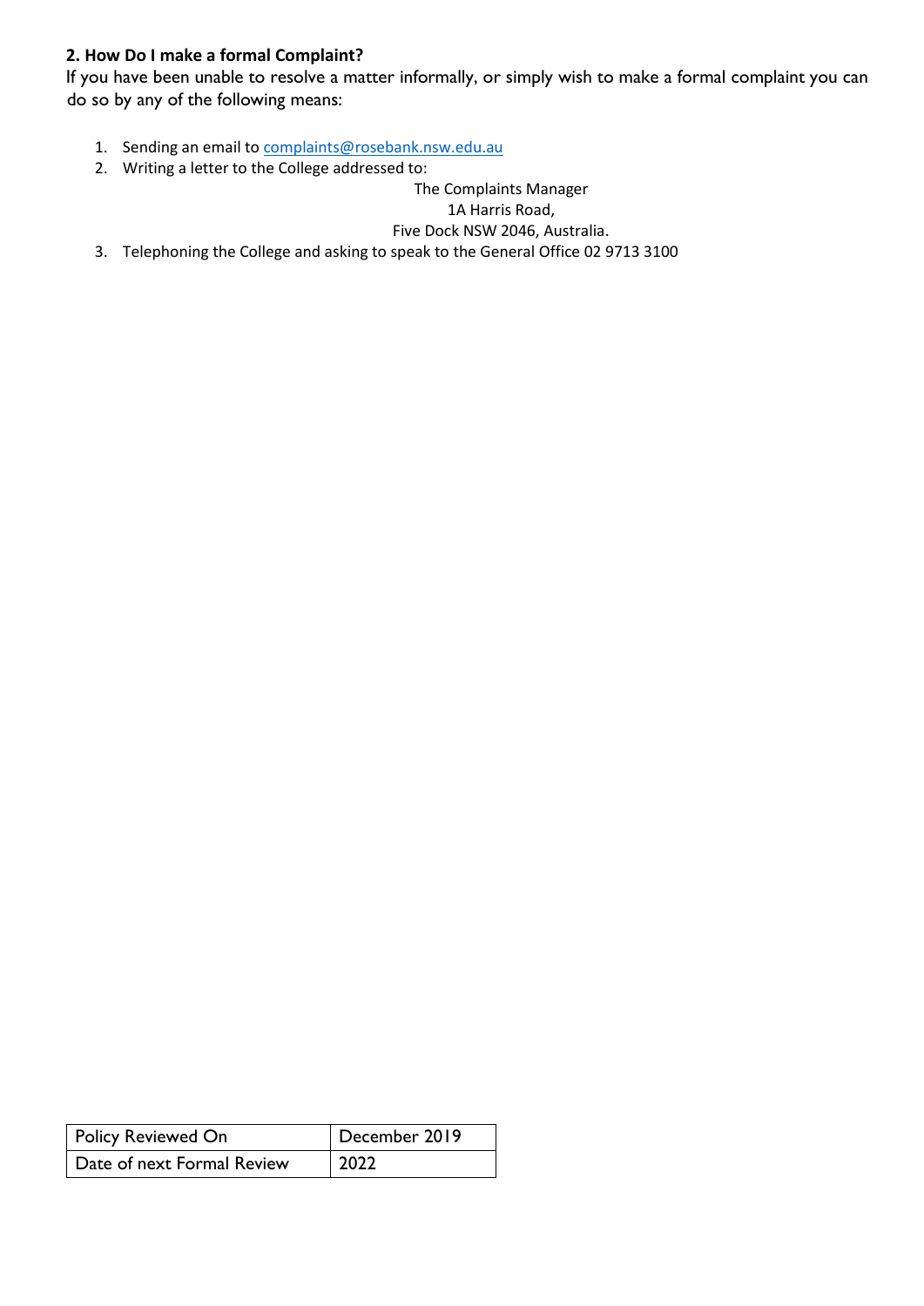**2. How Do I make a formal Complaint?**

If you have been unable to resolve a matter informally, or simply wish to make a formal complaint you can do so by any of the following means:

1. Sending an email to complaints@rosebank.nsw.edu.au
2. Writing a letter to the College addressed to:

   The Complaints Manager
   1A Harris Road,
   Five Dock NSW 2046, Australia.

3. Telephoning the College and asking to speak to the General Office 02 9713 3100

| | |
|---|---|
| Policy Reviewed On | December 2019 |
| Date of next Formal Review | 2022 |